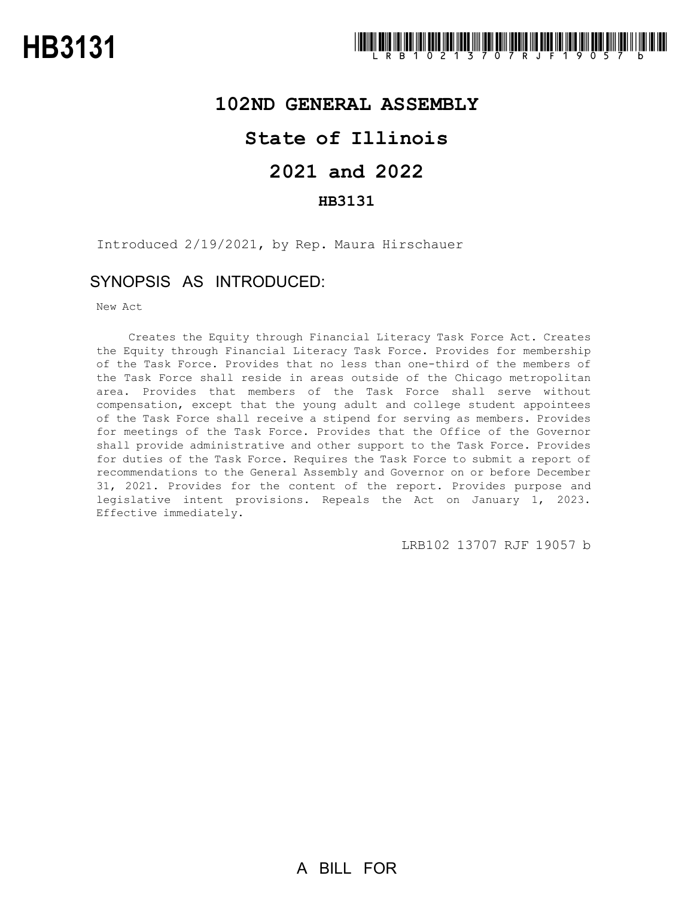# HB3131

## 102ND GENERAL ASSEMBLY

## State of Illinois

## 2021 and 2022

### HB3131

Introduced 2/19/2021, by Rep. Maura Hirschauer

## SYNOPSIS AS INTRODUCED:

New Act

Creates the Equity through Financial Literacy Task Force Act. Creates the Equity through Financial Literacy Task Force. Provides for membership of the Task Force. Provides that no less than one-third of the members of the Task Force shall reside in areas outside of the Chicago metropolitan area. Provides that members of the Task Force shall serve without compensation, except that the young adult and college student appointees of the Task Force shall receive a stipend for serving as members. Provides for meetings of the Task Force. Provides that the Office of the Governor shall provide administrative and other support to the Task Force. Provides for duties of the Task Force. Requires the Task Force to submit a report of recommendations to the General Assembly and Governor on or before December 31, 2021. Provides for the content of the report. Provides purpose and legislative intent provisions. Repeals the Act on January 1, 2023. Effective immediately.

LRB102 13707 RJF 19057 b

A BILL FOR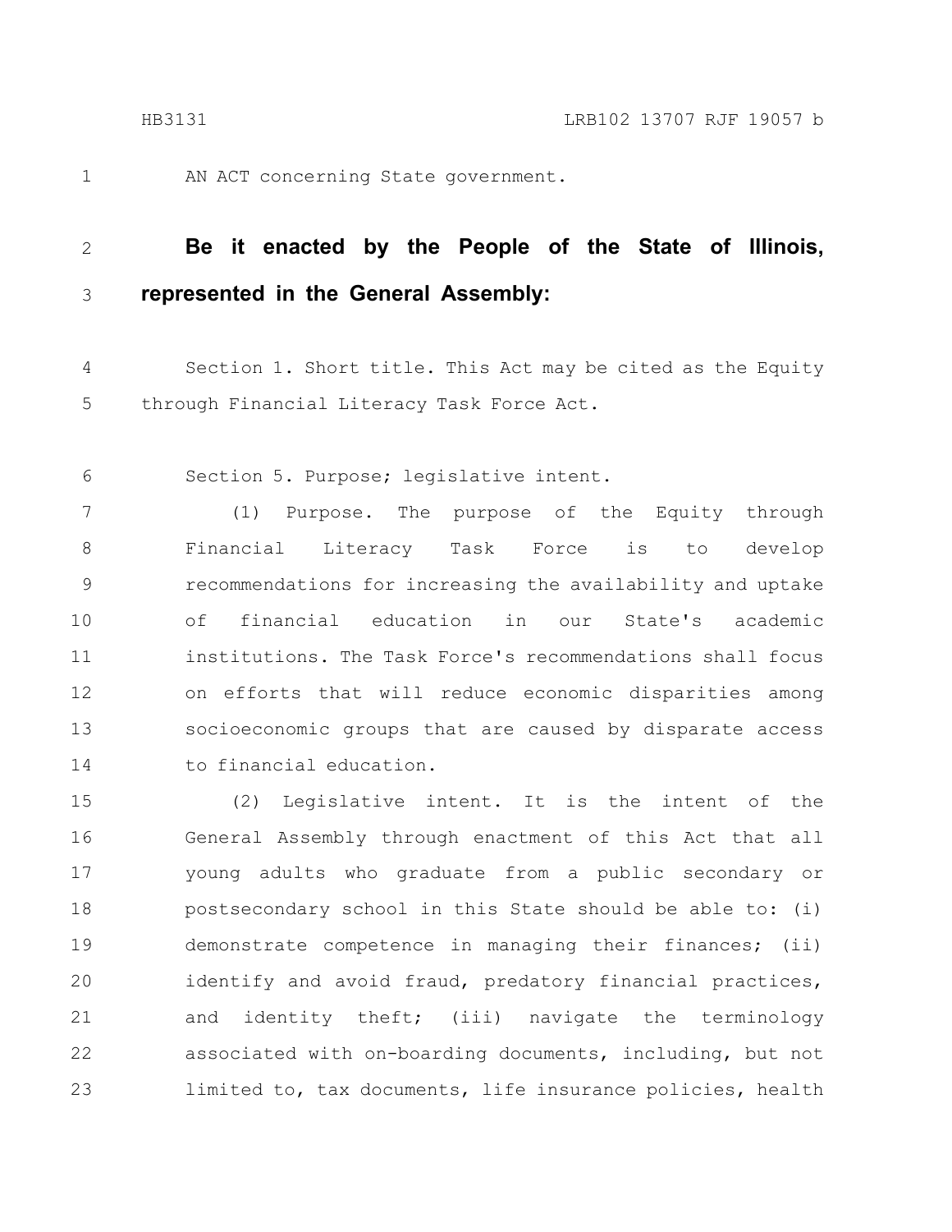AN ACT concerning State government.

**Be it enacted by the People of the State of Illinois, represented in the General Assembly:**

Section 1. Short title. This Act may be cited as the Equity through Financial Literacy Task Force Act.

Section 5. Purpose; legislative intent.

(1) Purpose. The purpose of the Equity through Financial Literacy Task Force is to develop recommendations for increasing the availability and uptake of financial education in our State's academic institutions. The Task Force's recommendations shall focus on efforts that will reduce economic disparities among socioeconomic groups that are caused by disparate access to financial education.

(2) Legislative intent. It is the intent of the General Assembly through enactment of this Act that all young adults who graduate from a public secondary or postsecondary school in this State should be able to: (i) demonstrate competence in managing their finances; (ii) identify and avoid fraud, predatory financial practices, and identity theft; (iii) navigate the terminology associated with on-boarding documents, including, but not limited to, tax documents, life insurance policies, health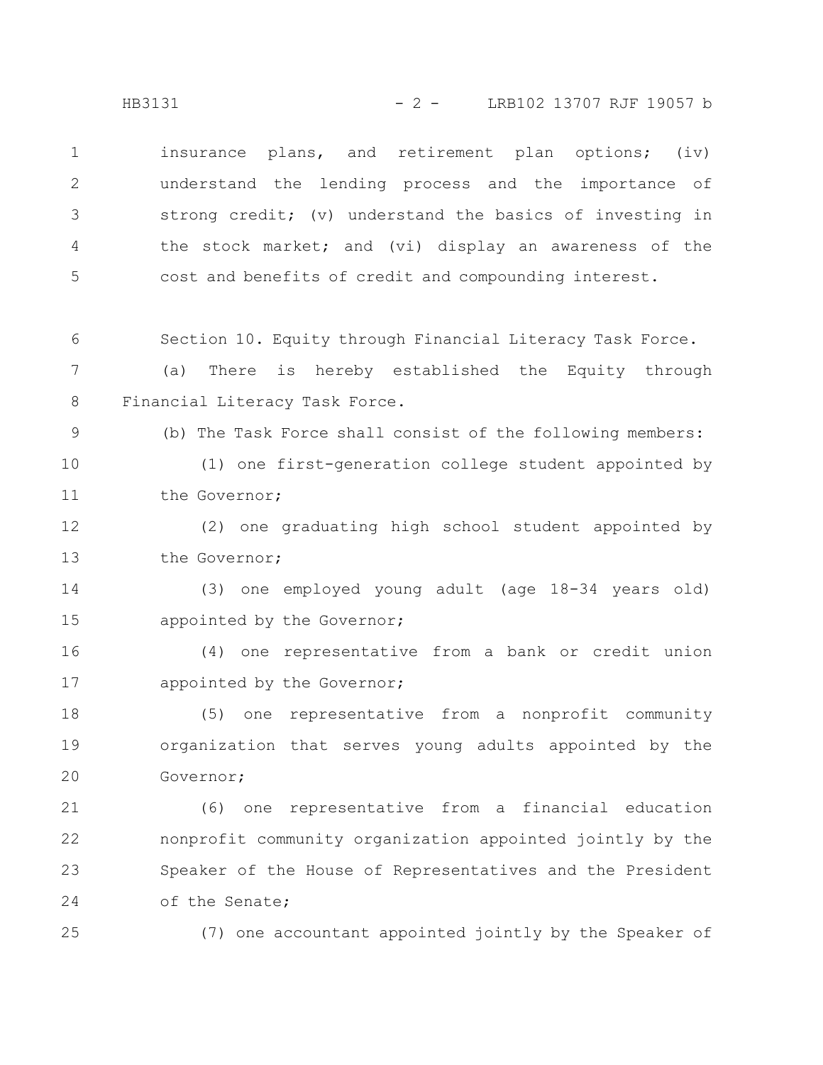insurance plans, and retirement plan options; (iv) understand the lending process and the importance of strong credit; (v) understand the basics of investing in the stock market; and (vi) display an awareness of the cost and benefits of credit and compounding interest.

Section 10. Equity through Financial Literacy Task Force.

(a) There is hereby established the Equity through Financial Literacy Task Force.

(b) The Task Force shall consist of the following members:

(1) one first-generation college student appointed by the Governor;

(2) one graduating high school student appointed by the Governor;

(3) one employed young adult (age 18-34 years old) appointed by the Governor;

(4) one representative from a bank or credit union appointed by the Governor;

(5) one representative from a nonprofit community organization that serves young adults appointed by the Governor;

(6) one representative from a financial education nonprofit community organization appointed jointly by the Speaker of the House of Representatives and the President of the Senate;

(7) one accountant appointed jointly by the Speaker of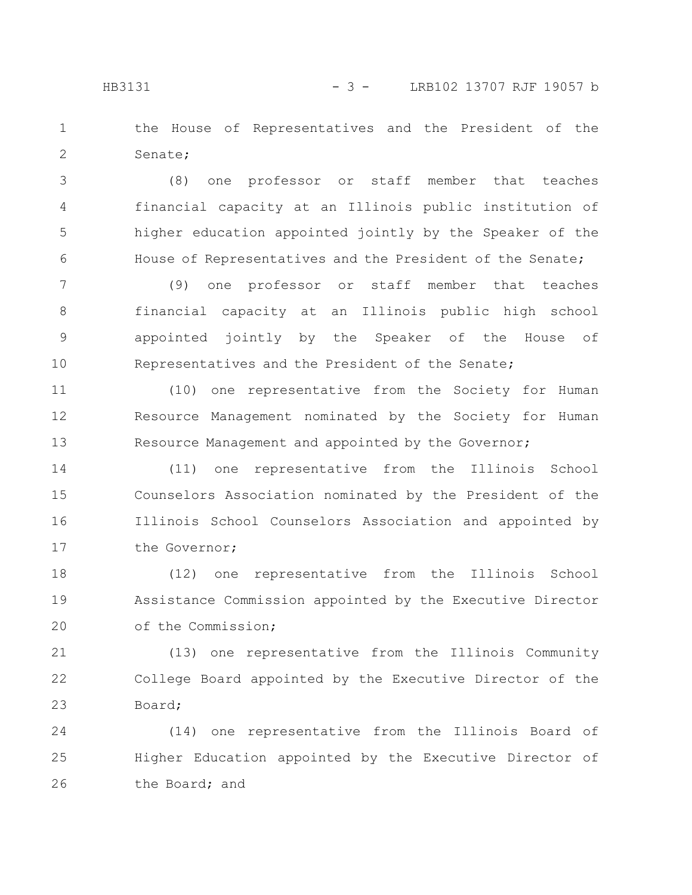the House of Representatives and the President of the Senate;

(8) one professor or staff member that teaches financial capacity at an Illinois public institution of higher education appointed jointly by the Speaker of the House of Representatives and the President of the Senate;

(9) one professor or staff member that teaches financial capacity at an Illinois public high school appointed jointly by the Speaker of the House of Representatives and the President of the Senate;

(10) one representative from the Society for Human Resource Management nominated by the Society for Human Resource Management and appointed by the Governor;

(11) one representative from the Illinois School Counselors Association nominated by the President of the Illinois School Counselors Association and appointed by the Governor;

(12) one representative from the Illinois School Assistance Commission appointed by the Executive Director of the Commission;

(13) one representative from the Illinois Community College Board appointed by the Executive Director of the Board;

(14) one representative from the Illinois Board of Higher Education appointed by the Executive Director of the Board; and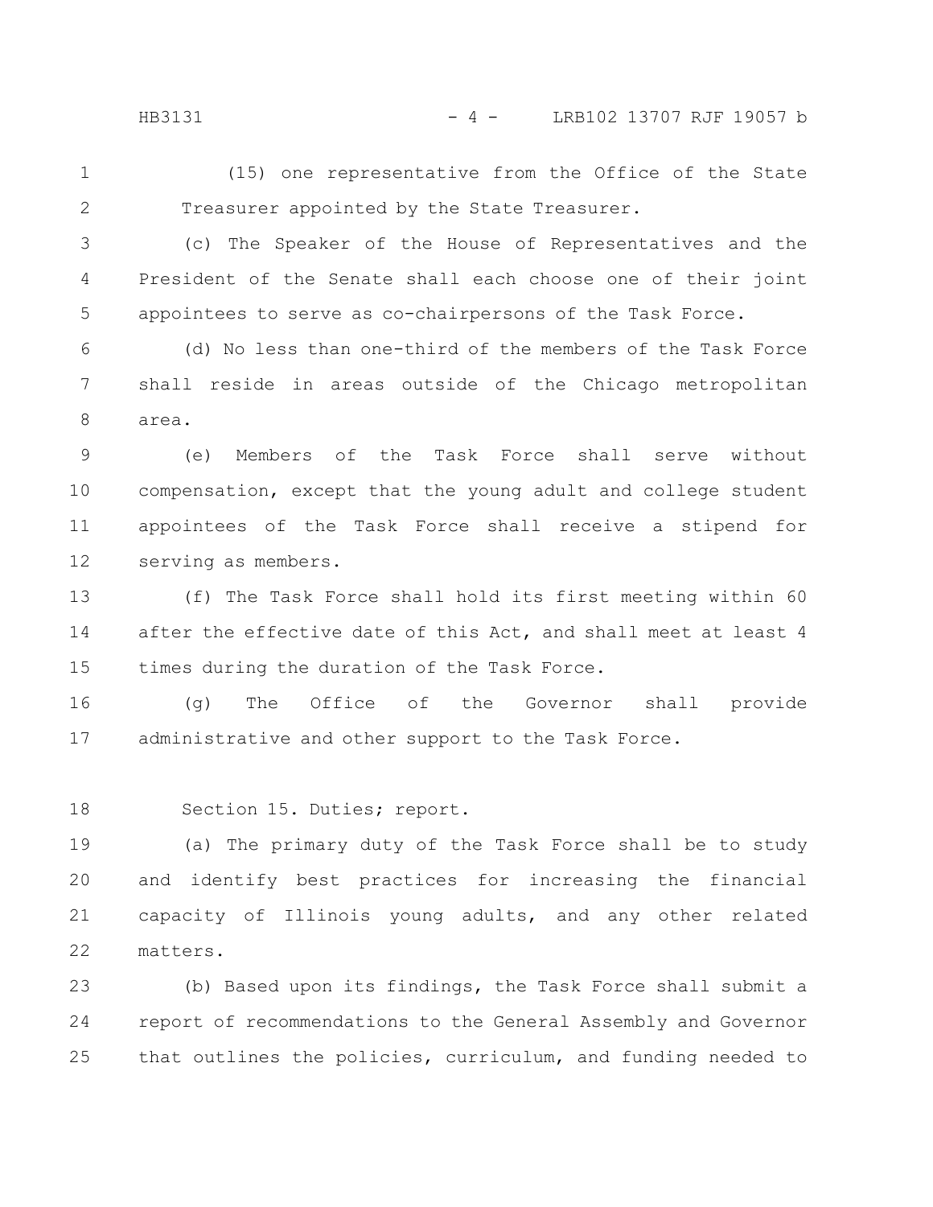(15) one representative from the Office of the State Treasurer appointed by the State Treasurer.

(c) The Speaker of the House of Representatives and the President of the Senate shall each choose one of their joint appointees to serve as co-chairpersons of the Task Force.

(d) No less than one-third of the members of the Task Force shall reside in areas outside of the Chicago metropolitan area.

(e) Members of the Task Force shall serve without compensation, except that the young adult and college student appointees of the Task Force shall receive a stipend for serving as members.

(f) The Task Force shall hold its first meeting within 60 after the effective date of this Act, and shall meet at least 4 times during the duration of the Task Force.

(g) The Office of the Governor shall provide administrative and other support to the Task Force.

Section 15. Duties; report.

(a) The primary duty of the Task Force shall be to study and identify best practices for increasing the financial capacity of Illinois young adults, and any other related matters.

(b) Based upon its findings, the Task Force shall submit a report of recommendations to the General Assembly and Governor that outlines the policies, curriculum, and funding needed to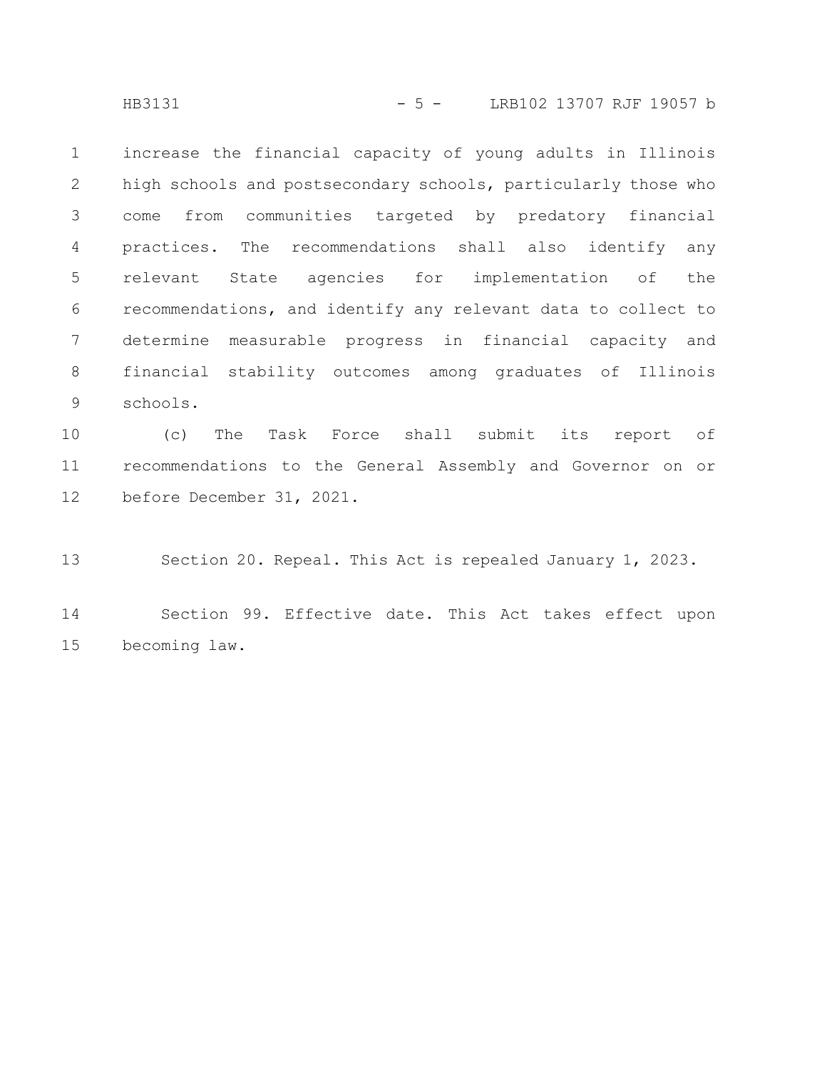increase the financial capacity of young adults in Illinois high schools and postsecondary schools, particularly those who come from communities targeted by predatory financial practices. The recommendations shall also identify any relevant State agencies for implementation of the recommendations, and identify any relevant data to collect to determine measurable progress in financial capacity and financial stability outcomes among graduates of Illinois schools.

(c) The Task Force shall submit its report of recommendations to the General Assembly and Governor on or before December 31, 2021.

Section 20. Repeal. This Act is repealed January 1, 2023.

Section 99. Effective date. This Act takes effect upon becoming law.